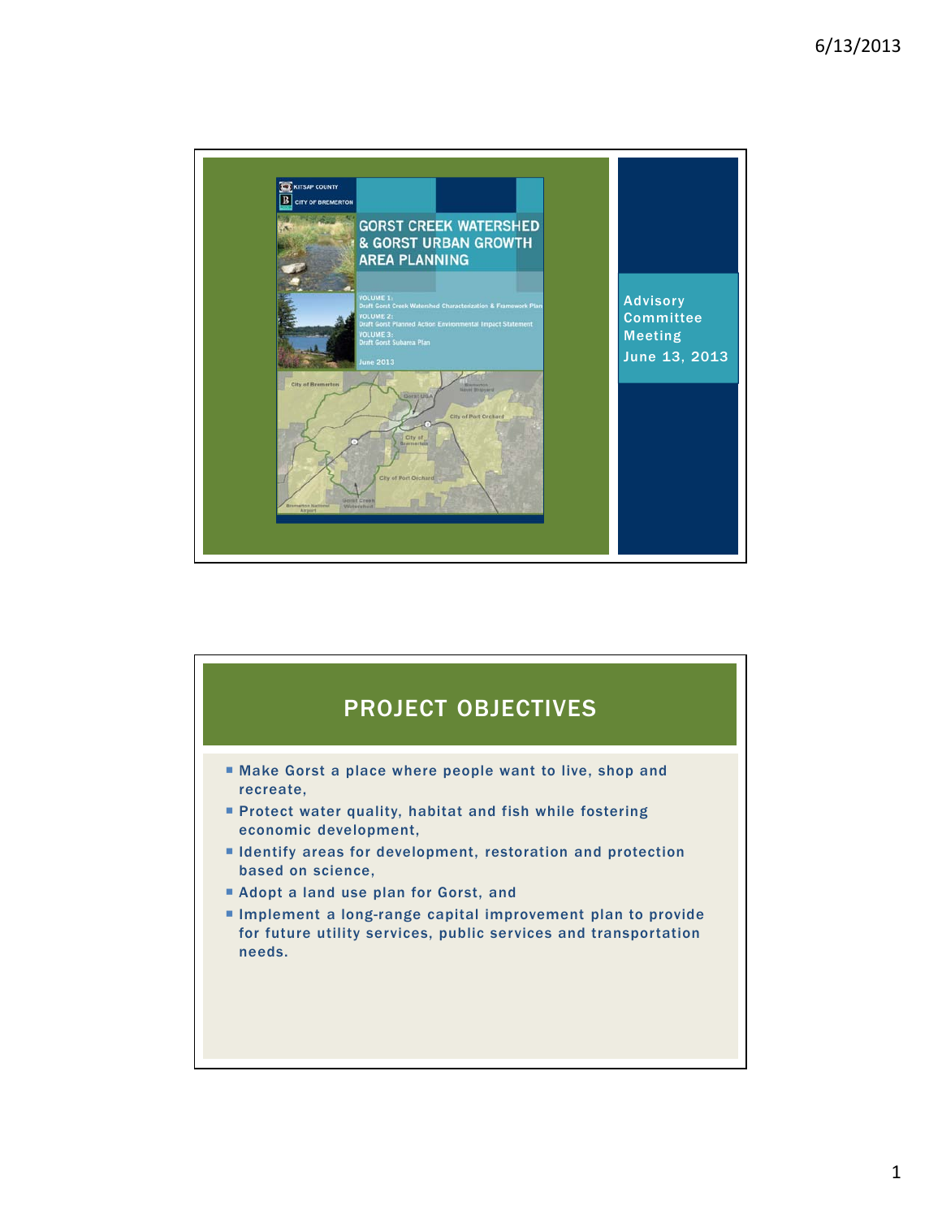KITSAP COUNTY

CITY OF BREMERTON

# GORST CREEK WATERSHED & GORST URBAN GROWTH AREA PLANNING

VOLUME 1:
Draft Gorst Creek Watershed Characterization & Framework Plan

VOLUME 2:
Draft Gorst Planned Action Environmental Impact Statement

VOLUME 3:
Draft Gorst Subarea Plan

June 2013

Advisory Committee Meeting
June 13, 2013

## PROJECT OBJECTIVES

- Make Gorst a place where people want to live, shop and recreate,
- Protect water quality, habitat and fish while fostering economic development,
- Identify areas for development, restoration and protection based on science,
- Adopt a land use plan for Gorst, and
- Implement a long-range capital improvement plan to provide for future utility services, public services and transportation needs.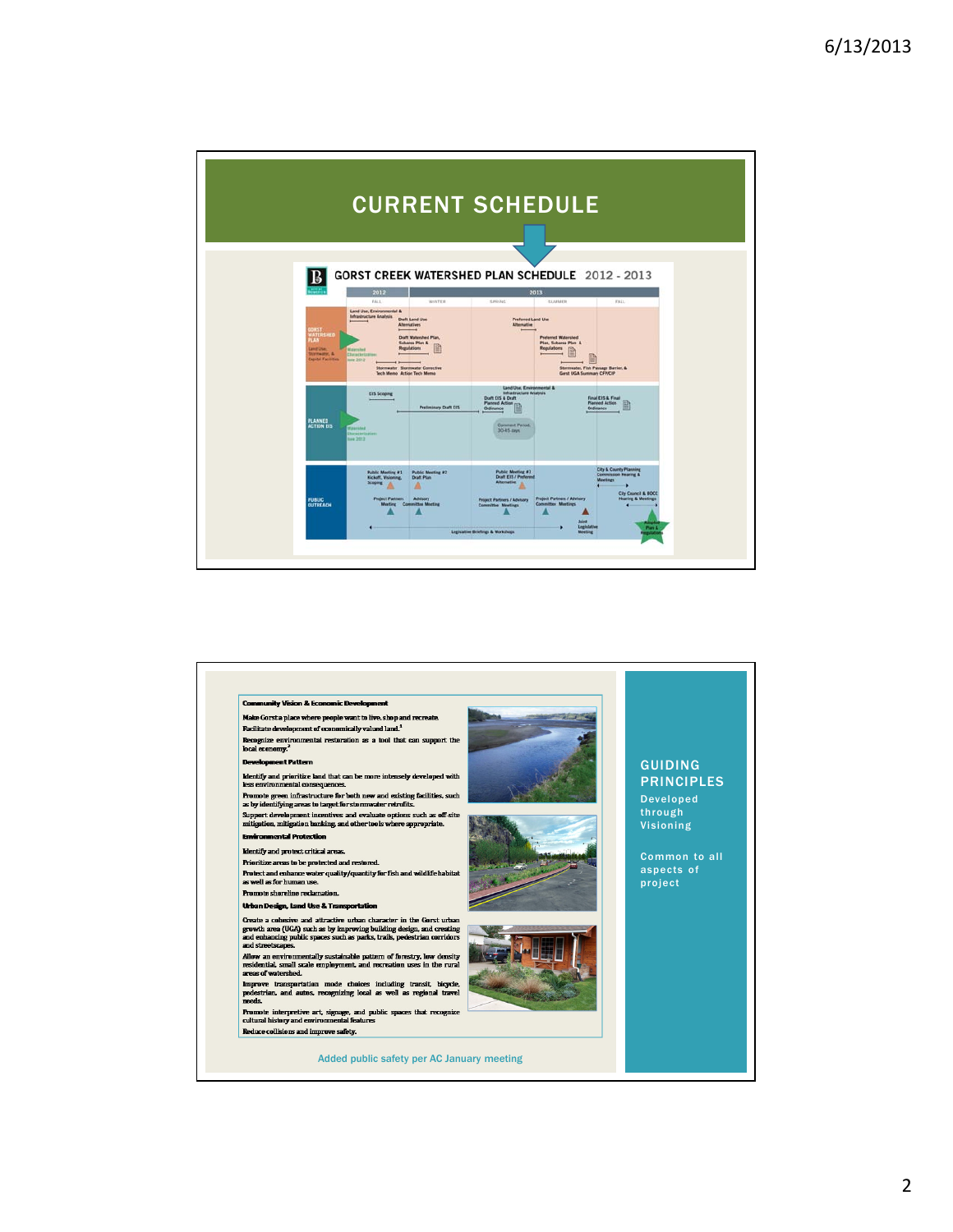## CURRENT SCHEDULE

GORST CREEK WATERSHED PLAN SCHEDULE 2012 - 2013

| | 2012 | 2013 | | | |
|---|---|---|---|---|---|
| | FALL | WINTER | SPRING | SUMMER | FALL |
| GORST WATERSHED PLAN (Land Use, Stormwater, & Capital Facilities) | Watershed Characterization June 2012; Land Use, Environmental & Infrastructure Analysis; Stormwater Tech Memo | Draft Land Use Alternatives; Draft Watershed Plan, Subarea Plan & Regulations; Stormwater Corrective Action Tech Memo | Preferred Land Use Alternative | Preferred Watershed Plan, Subarea Plan & Regulations | Stormwater, Fish Passage Barrier, & Gorst UGA Summary CFP/CIP |
| PLANNED ACTION EIS | Watershed Characterization June 2012; EIS Scoping | Preliminary Draft EIS | Land Use, Environmental & Infrastructure Analysis; Draft EIS & Draft Planned Action Ordinance; Comment Period 30-45 days | | Final EIS & Final Planned Action Ordinance |
| PUBLIC OUTREACH | Public Meeting #1 Kickoff, Visioning, Scoping; Project Partners Meeting | Public Meeting #2 Draft Plan; Advisory Committee Meeting | Public Meeting #3 Draft EIS / Preferred Alternative; Project Partners / Advisory Committee Meetings | Project Partners / Advisory Committee Meetings; Joint Legislative Meeting | City & County Planning Commission Hearing & Meetings; City Council & BOCC Hearing & Meetings; Adopted Plan & Regulations |

Legislative Briefings & Workshops

## GUIDING PRINCIPLES

Developed through Visioning

Common to all aspects of project

**Community Vision & Economic Development**

- Make Gorst a place where people want to live, shop and recreate.
- Facilitate development of economically valued land.[1]
- Recognize environmental restoration as a tool that can support the local economy.[2]

**Development Pattern**

- Identify and prioritize land that can be more intensely developed with less environmental consequences.
- Promote green infrastructure for both new and existing facilities, such as by identifying areas to target for stormwater retrofits.
- Support development incentives and evaluate options such as off site mitigation, mitigation banking, and other tools where appropriate.

**Environmental Protection**

- Identify and protect critical areas.
- Prioritize areas to be protected and restored.
- Protect and enhance water quality/quantity for fish and wildlife habitat as well as for human use.
- Promote shoreline reclamation.

**Urban Design, Land Use & Transportation**

- Create a cohesive and attractive urban character in the Gorst urban growth area (UGA) such as by improving building design, and creating and enhancing public spaces such as parks, trails, pedestrian corridors and streetscapes.
- Allow an environmentally sustainable pattern of forestry, low density residential, small scale employment, and recreation uses in the rural areas of watershed.
- Improve transportation mode choices including transit, bicycle, pedestrian, and autos, recognizing local as well as regional travel needs.
- Promote interpretive art, signage, and public spaces that recognize cultural history and environmental features
- Reduce collisions and improve safety.

Added public safety per AC January meeting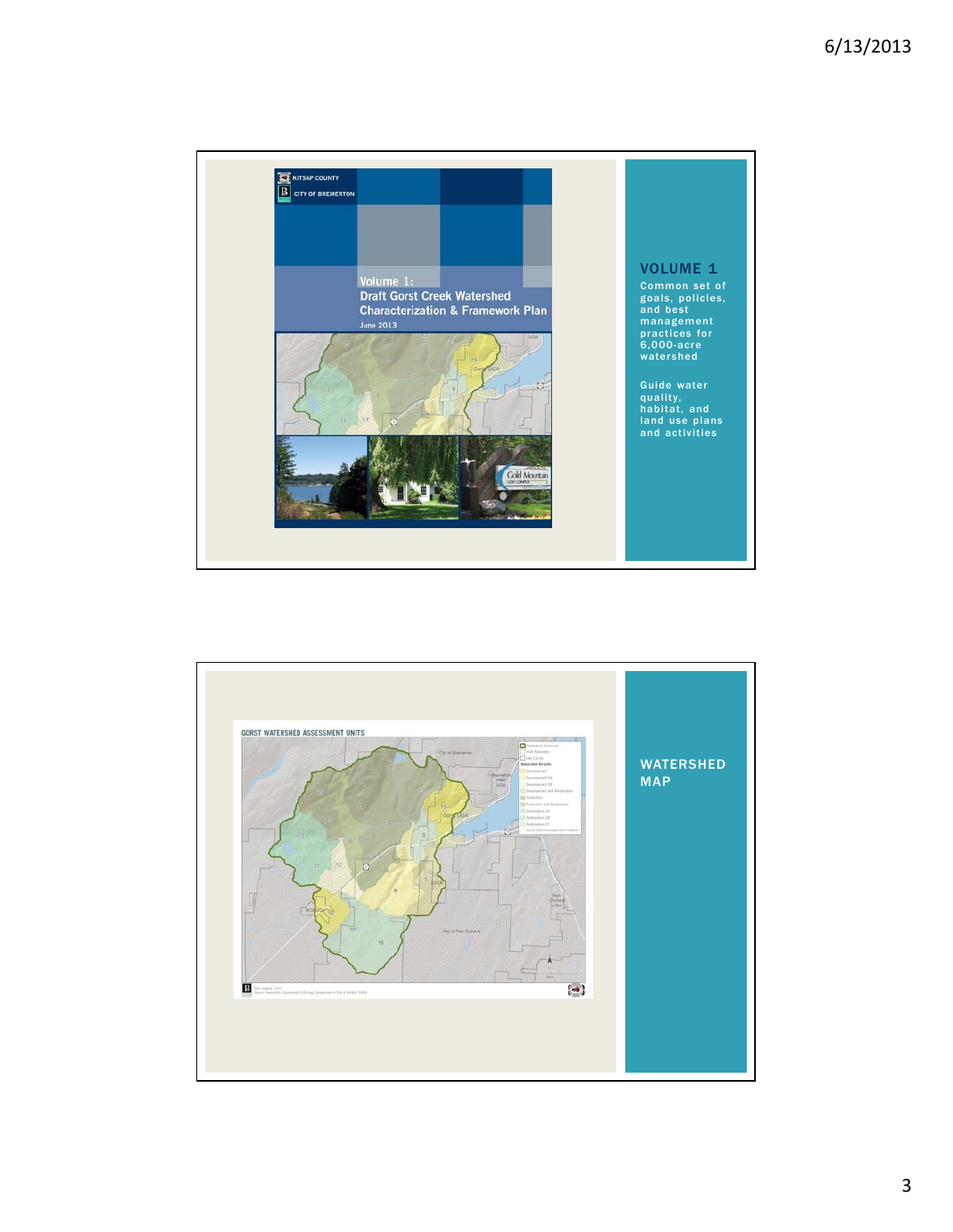## VOLUME 1

Common set of goals, policies, and best management practices for 6,000-acre watershed

Guide water quality, habitat, and land use plans and activities

## WATERSHED MAP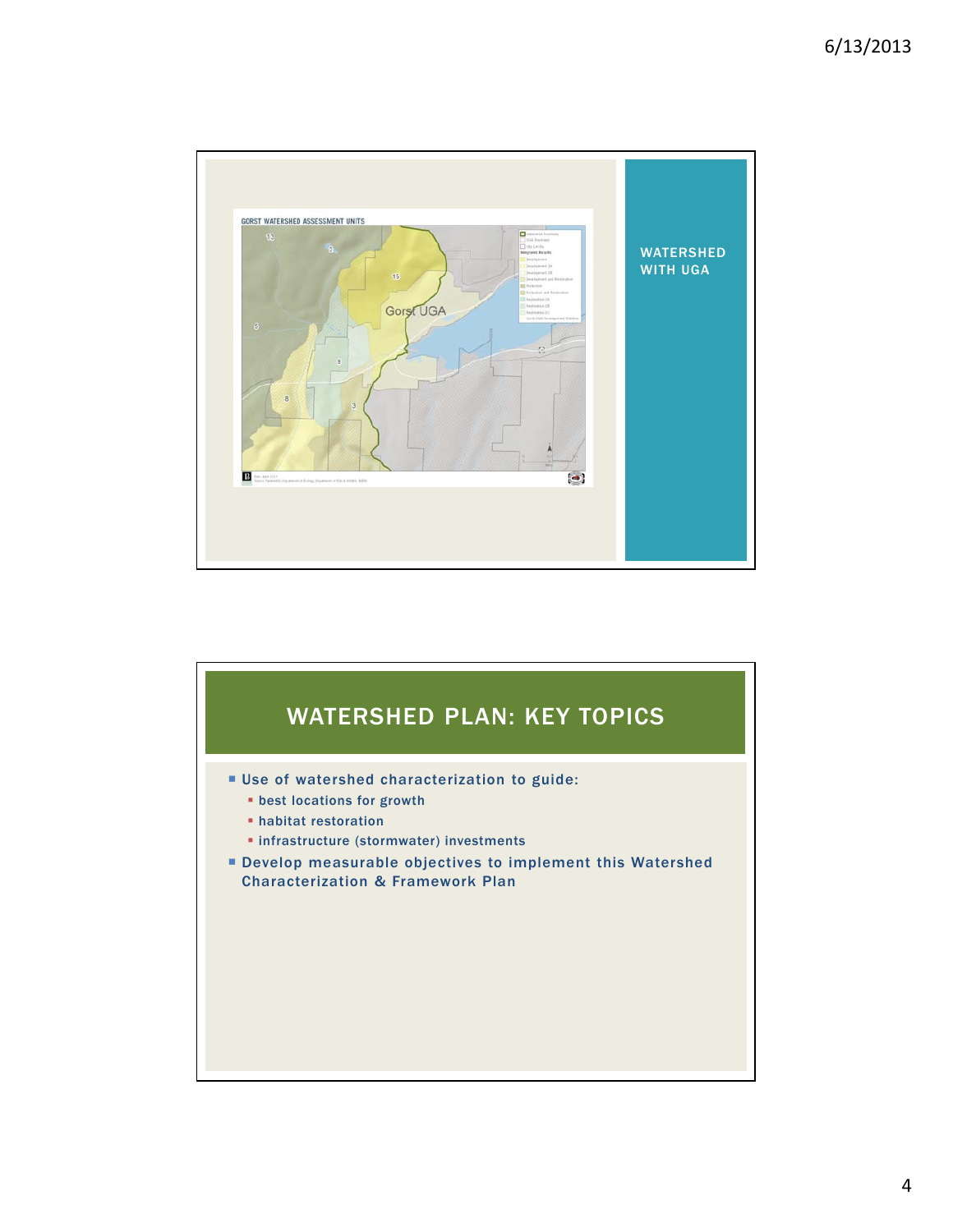WATERSHED WITH UGA

## WATERSHED PLAN: KEY TOPICS

- Use of watershed characterization to guide:
  - best locations for growth
  - habitat restoration
  - infrastructure (stormwater) investments
- Develop measurable objectives to implement this Watershed Characterization & Framework Plan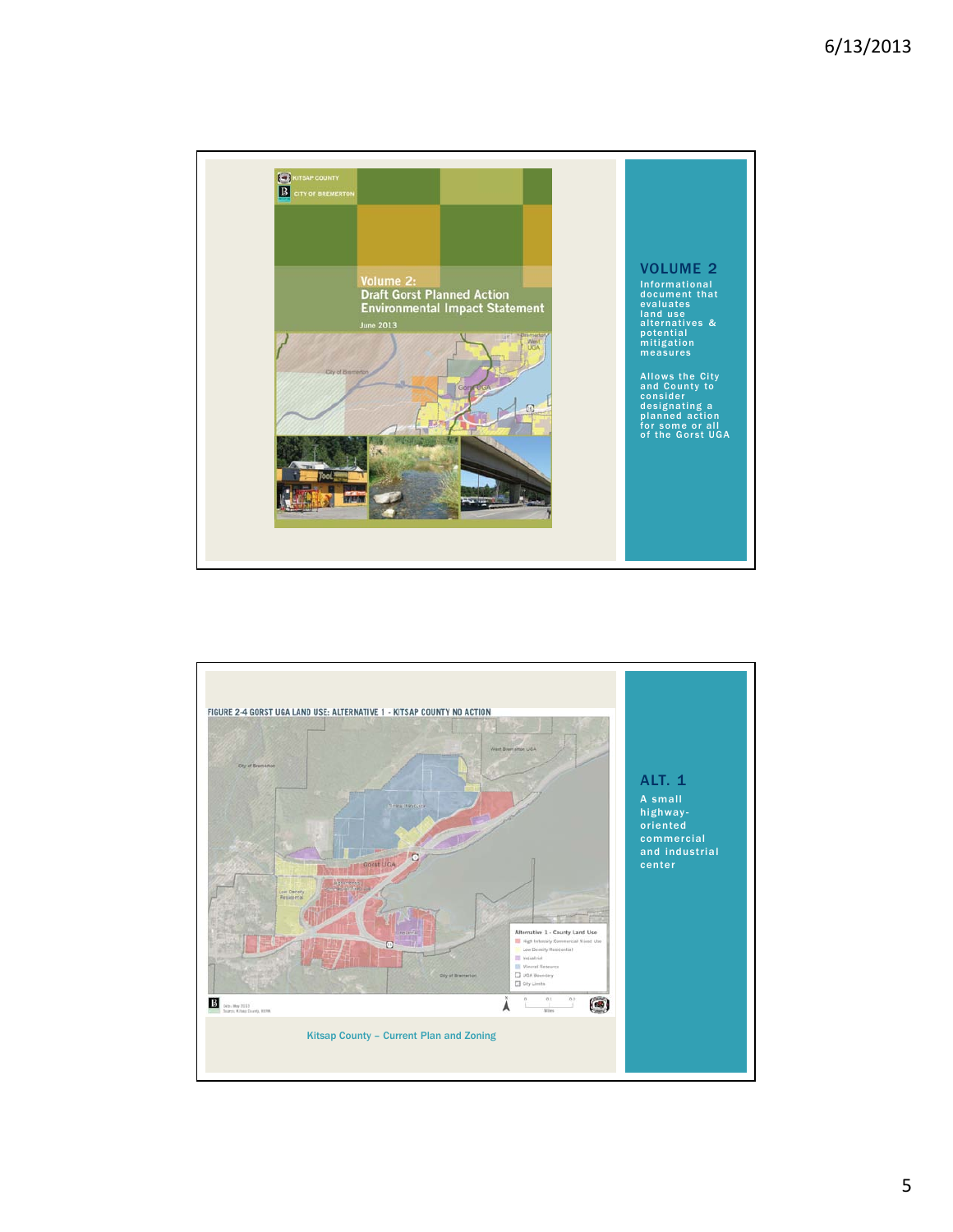## VOLUME 2

Informational document that evaluates land use alternatives & potential mitigation measures

Allows the City and County to consider designating a planned action for some or all of the Gorst UGA

## ALT. 1

A small highway-oriented commercial and industrial center

Kitsap County – Current Plan and Zoning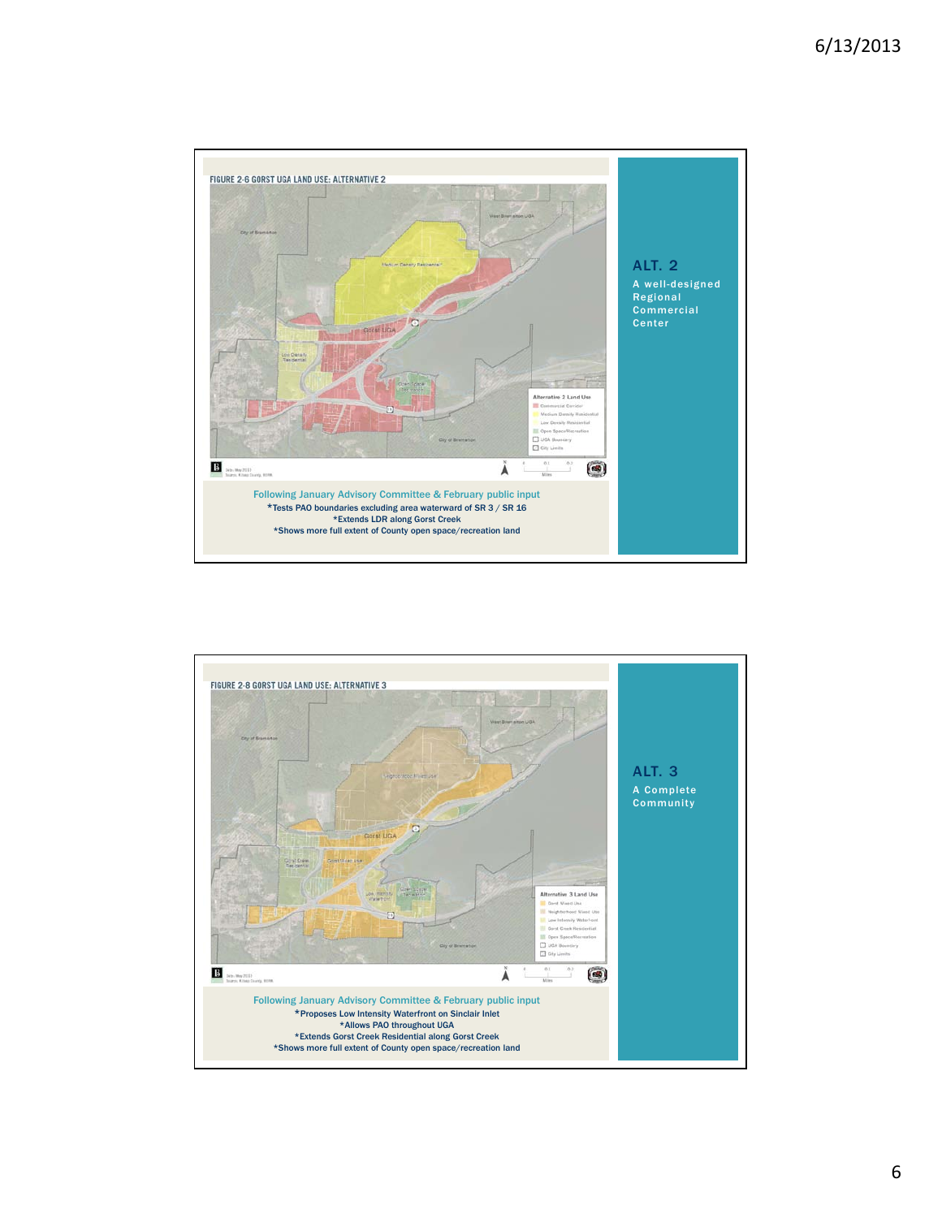FIGURE 2-6 GORST UGA LAND USE: ALTERNATIVE 2

Alternative 2 Land Use
- Commercial Corridor
- Medium Density Residential
- Low Density Residential
- Open Space/Recreation
- UGA Boundary
- City Limits

Following January Advisory Committee & February public input
*Tests PAO boundaries excluding area waterward of SR 3 / SR 16
*Extends LDR along Gorst Creek
*Shows more full extent of County open space/recreation land

## ALT. 2

A well-designed Regional Commercial Center

FIGURE 2-8 GORST UGA LAND USE: ALTERNATIVE 3

Alternative 3 Land Use
- Gorst Mixed Use
- Neighborhood Mixed Use
- Low Intensity Waterfront
- Gorst Creek Residential
- Open Space/Recreation
- UGA Boundary
- City Limits

Following January Advisory Committee & February public input
*Proposes Low Intensity Waterfront on Sinclair Inlet
*Allows PAO throughout UGA
*Extends Gorst Creek Residential along Gorst Creek
*Shows more full extent of County open space/recreation land

## ALT. 3

A Complete Community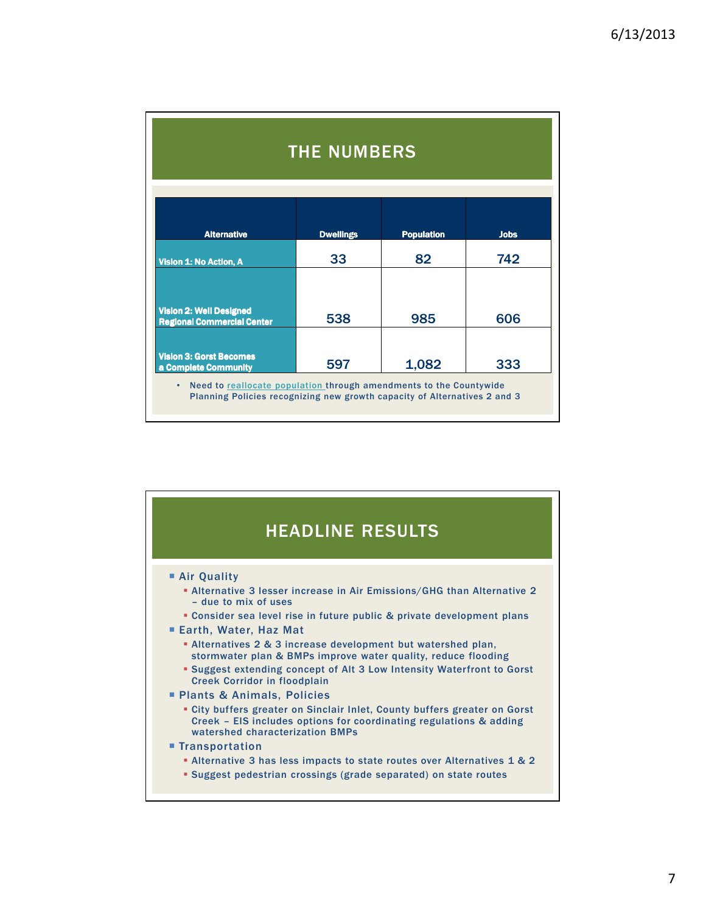## THE NUMBERS

| Alternative | Dwellings | Population | Jobs |
|---|---|---|---|
| Vision 1: No Action, A | 33 | 82 | 742 |
| Vision 2: Well Designed Regional Commercial Center | 538 | 985 | 606 |
| Vision 3: Gorst Becomes a Complete Community | 597 | 1,082 | 333 |

- Need to reallocate population through amendments to the Countywide Planning Policies recognizing new growth capacity of Alternatives 2 and 3

## HEADLINE RESULTS

- Air Quality
  - Alternative 3 lesser increase in Air Emissions/GHG than Alternative 2 – due to mix of uses
  - Consider sea level rise in future public & private development plans
- Earth, Water, Haz Mat
  - Alternatives 2 & 3 increase development but watershed plan, stormwater plan & BMPs improve water quality, reduce flooding
  - Suggest extending concept of Alt 3 Low Intensity Waterfront to Gorst Creek Corridor in floodplain
- Plants & Animals, Policies
  - City buffers greater on Sinclair Inlet, County buffers greater on Gorst Creek – EIS includes options for coordinating regulations & adding watershed characterization BMPs
- Transportation
  - Alternative 3 has less impacts to state routes over Alternatives 1 & 2
  - Suggest pedestrian crossings (grade separated) on state routes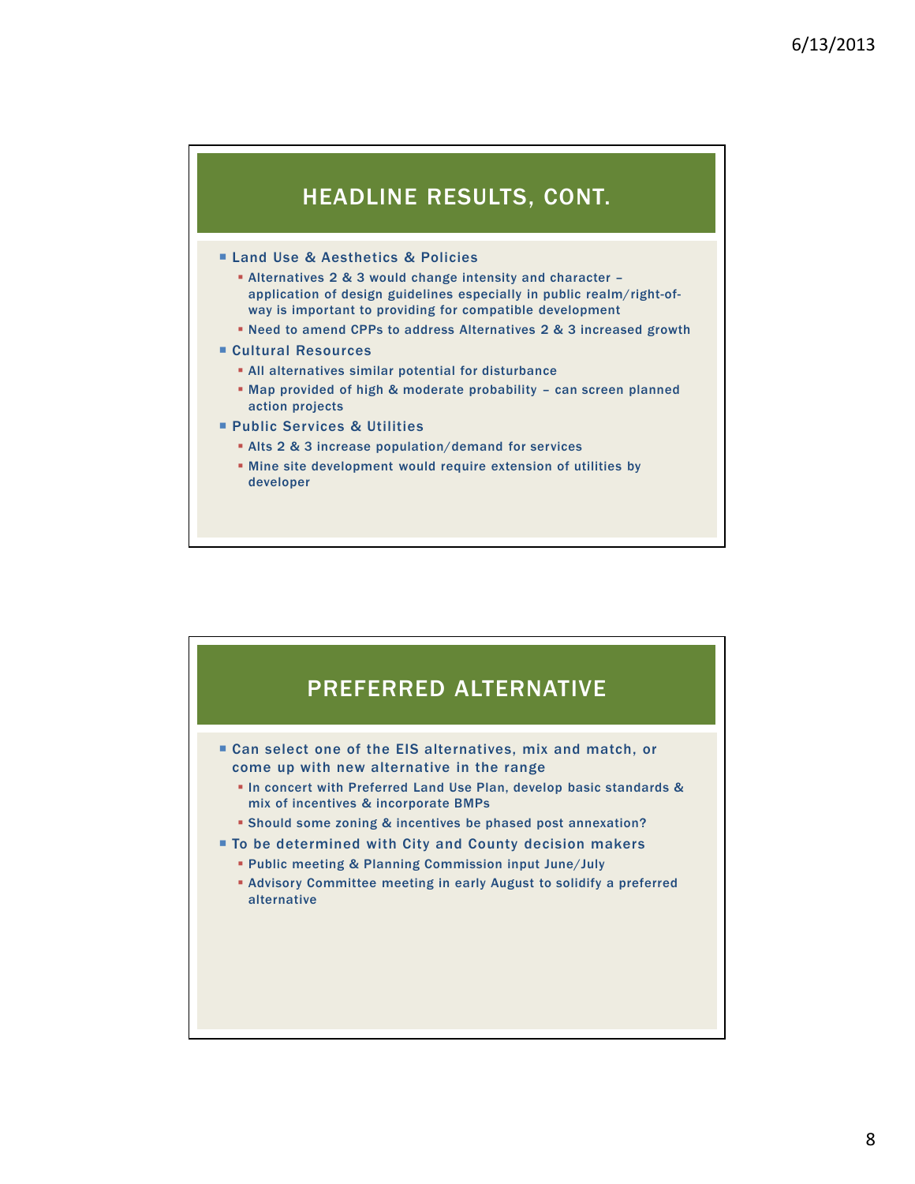## HEADLINE RESULTS, CONT.

- Land Use & Aesthetics & Policies
  - Alternatives 2 & 3 would change intensity and character – application of design guidelines especially in public realm/right-of-way is important to providing for compatible development
  - Need to amend CPPs to address Alternatives 2 & 3 increased growth
- Cultural Resources
  - All alternatives similar potential for disturbance
  - Map provided of high & moderate probability – can screen planned action projects
- Public Services & Utilities
  - Alts 2 & 3 increase population/demand for services
  - Mine site development would require extension of utilities by developer

## PREFERRED ALTERNATIVE

- Can select one of the EIS alternatives, mix and match, or come up with new alternative in the range
  - In concert with Preferred Land Use Plan, develop basic standards & mix of incentives & incorporate BMPs
  - Should some zoning & incentives be phased post annexation?
- To be determined with City and County decision makers
  - Public meeting & Planning Commission input June/July
  - Advisory Committee meeting in early August to solidify a preferred alternative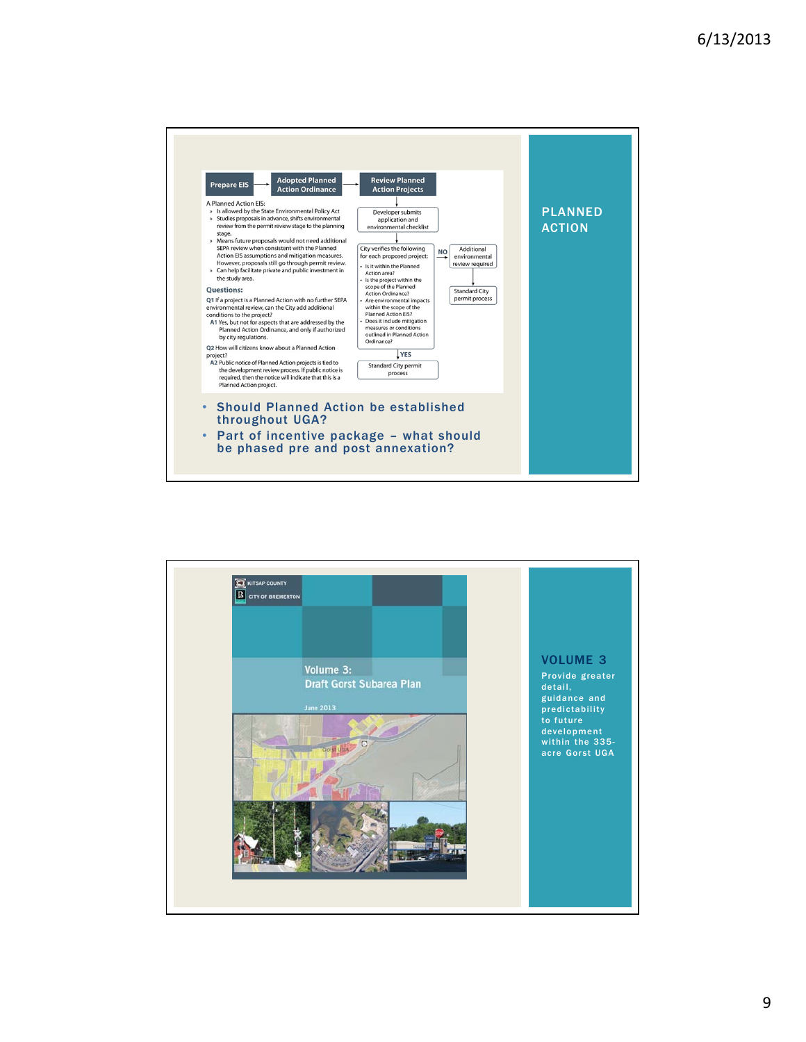## PLANNED ACTION

Prepare EIS → Adopted Planned Action Ordinance → Review Planned Action Projects

A Planned Action EIS:

- Is allowed by the State Environmental Policy Act
- Studies proposals in advance, shifts environmental review from the permit review stage to the planning stage.
- Means future proposals would not need additional SEPA review when consistent with the Planned Action EIS assumptions and mitigation measures. However, proposals still go through permit review.
- Can help facilitate private and public investment in the study area.

**Questions:**

Q1 If a project is a Planned Action with no further SEPA environmental review, can the City add additional conditions to the project?

A1 Yes, but not for aspects that are addressed by the Planned Action Ordinance, and only if authorized by city regulations.

Q2 How will citizens know about a Planned Action project?

A2 Public notice of Planned Action projects is tied to the development review process. If public notice is required, then the notice will indicate that this is a Planned Action project.

Developer submits application and environmental checklist

City verifies the following for each proposed project:

- Is it within the Planned Action area?
- Is the project within the scope of the Planned Action Ordinance?
- Are environmental impacts within the scope of the Planned Action EIS?
- Does it include mitigation measures or conditions outlined in Planned Action Ordinance?

NO → Additional environmental review required → Standard City permit process

YES → Standard City permit process

- Should Planned Action be established throughout UGA?
- Part of incentive package – what should be phased pre and post annexation?

## VOLUME 3

Provide greater detail, guidance and predictability to future development within the 335-acre Gorst UGA

KITSAP COUNTY

CITY OF BREMERTON

Volume 3:
Draft Gorst Subarea Plan

June 2013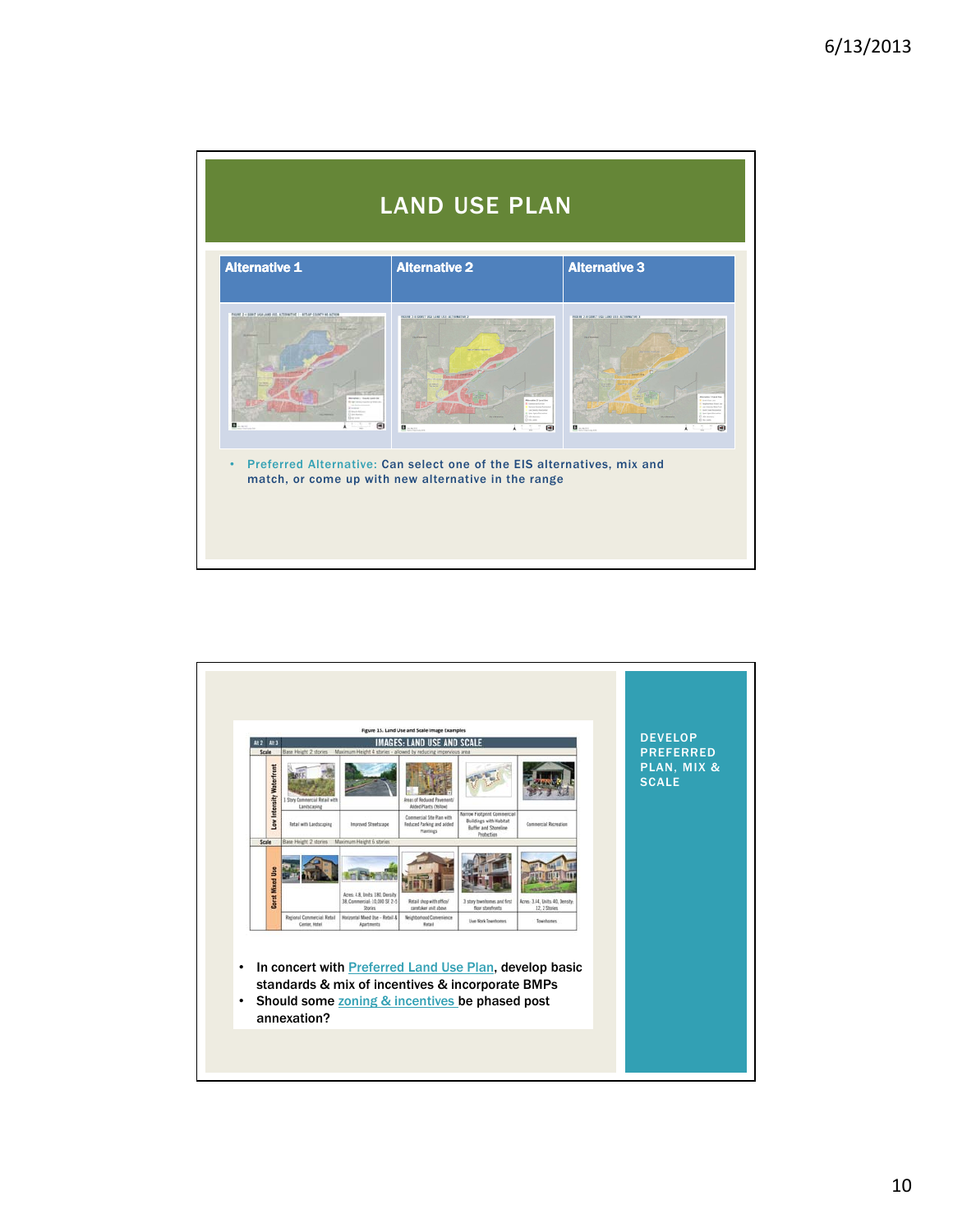# LAND USE PLAN

| Alternative 1 | Alternative 2 | Alternative 3 |
|---|---|---|

- Preferred Alternative: Can select one of the EIS alternatives, mix and match, or come up with new alternative in the range

---

## DEVELOP PREFERRED PLAN, MIX & SCALE

Figure 15. Land Use and Scale Image Examples

IMAGES: LAND USE AND SCALE

| Alt 2 | Alt 3 | | | | |
|---|---|---|---|---|---|
| **Scale** | Base Height 2 stories | Maximum Height 4 stories – allowed by reducing impervious area | | | |
| **Low Intensity Waterfront** | 1 Story Commercial Retail with Landscaping | | Areas of Reduced Pavement/ Added Plants (Yellow) | | |
| | Retail with Landscaping | Improved Streetscape | Commercial Site Plan with Reduced Parking and added Plantings | Narrow Footprint Commercial Buildings with Habitat Buffer and Shoreline Protection | Commercial Recreation |
| **Scale** | Base Height 2 stories | Maximum Height 6 stories | | | |
| **Gorst Mixed Use** | | Acres: 1.8, Units: 180, Density: 38, Commercial: 10,000 SF 2-5 Stories | Retail shop with office/ caretaker unit above | 3 story townhomes and first floor storefronts | Acres: 3.14, Units: 40, Density: 12, 2 Stories |
| | Regional Commercial Retail Center, Hotel | Horizontal Mixed Use – Retail & Apartments | Neighborhood/Convenience Retail | Live Work Townhomes | Townhomes |

- In concert with Preferred Land Use Plan, develop basic standards & mix of incentives & incorporate BMPs
- Should some zoning & incentives be phased post annexation?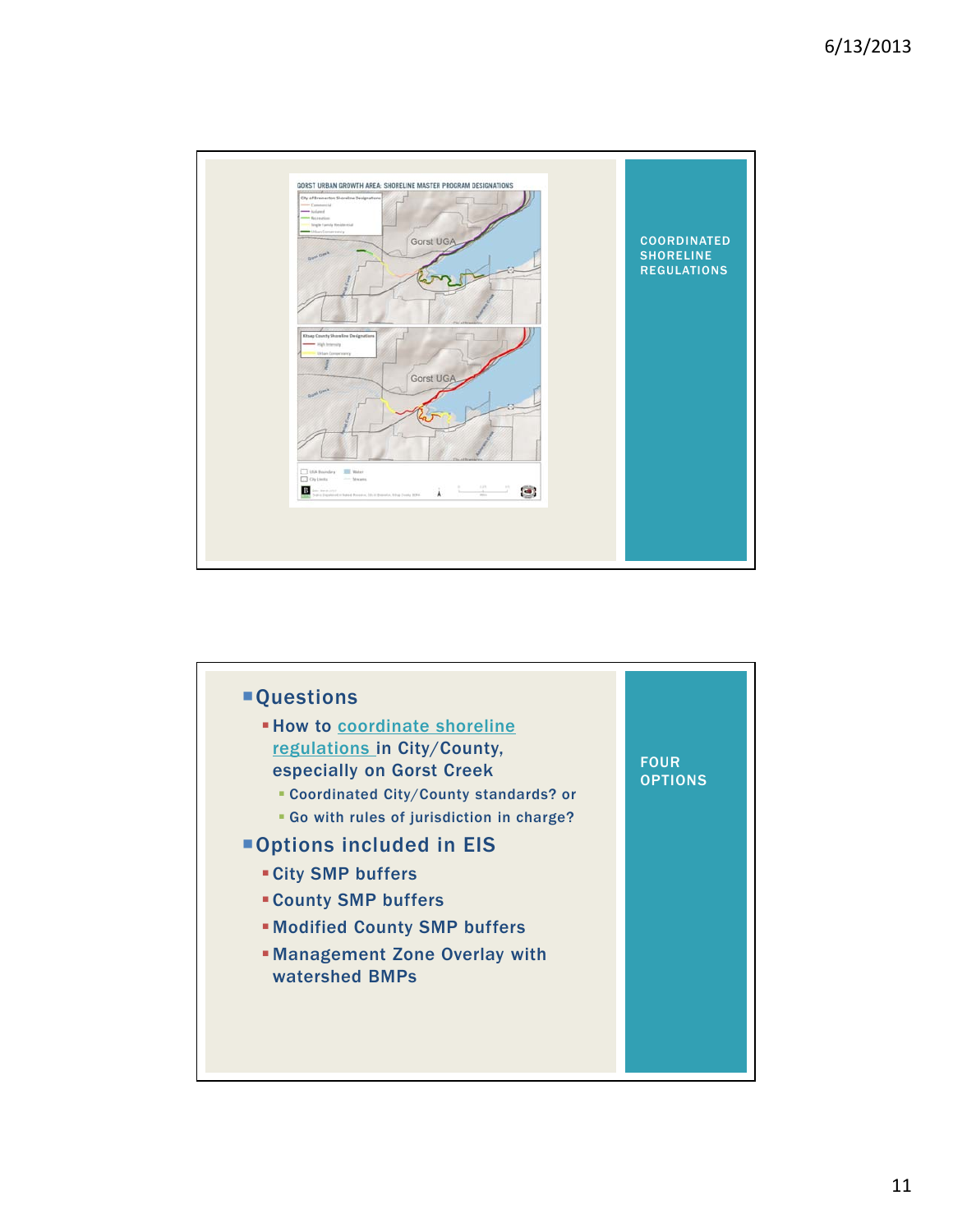## COORDINATED SHORELINE REGULATIONS

GORST URBAN GROWTH AREA: SHORELINE MASTER PROGRAM DESIGNATIONS

Gorst UGA

Gorst UGA

## FOUR OPTIONS

- Questions
  - How to coordinate shoreline regulations in City/County, especially on Gorst Creek
    - Coordinated City/County standards? or
    - Go with rules of jurisdiction in charge?
- Options included in EIS
  - City SMP buffers
  - County SMP buffers
  - Modified County SMP buffers
  - Management Zone Overlay with watershed BMPs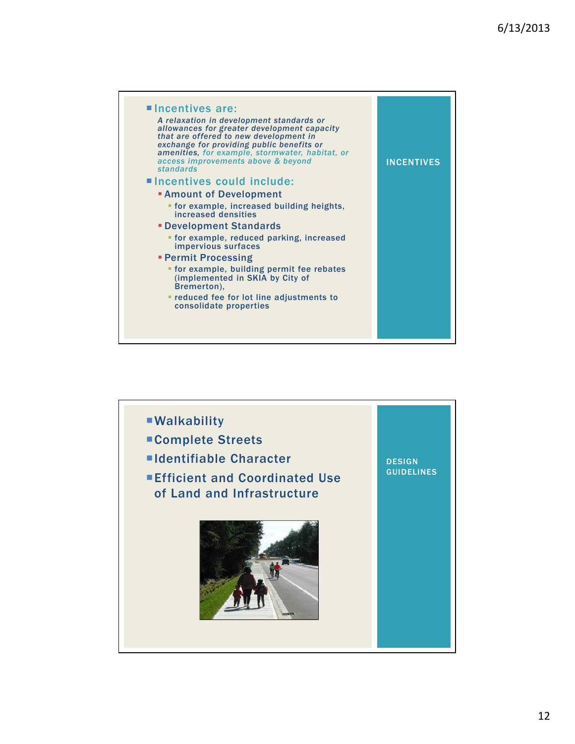## INCENTIVES

- **Incentives are:**

  *A relaxation in development standards or allowances for greater development capacity that are offered to new development in exchange for providing public benefits or amenities, for example, stormwater, habitat, or access improvements above & beyond standards*

- **Incentives could include:**
  - Amount of Development
    - for example, increased building heights, increased densities
  - Development Standards
    - for example, reduced parking, increased impervious surfaces
  - Permit Processing
    - for example, building permit fee rebates (implemented in SKIA by City of Bremerton),
    - reduced fee for lot line adjustments to consolidate properties

## DESIGN GUIDELINES

- Walkability
- Complete Streets
- Identifiable Character
- Efficient and Coordinated Use of Land and Infrastructure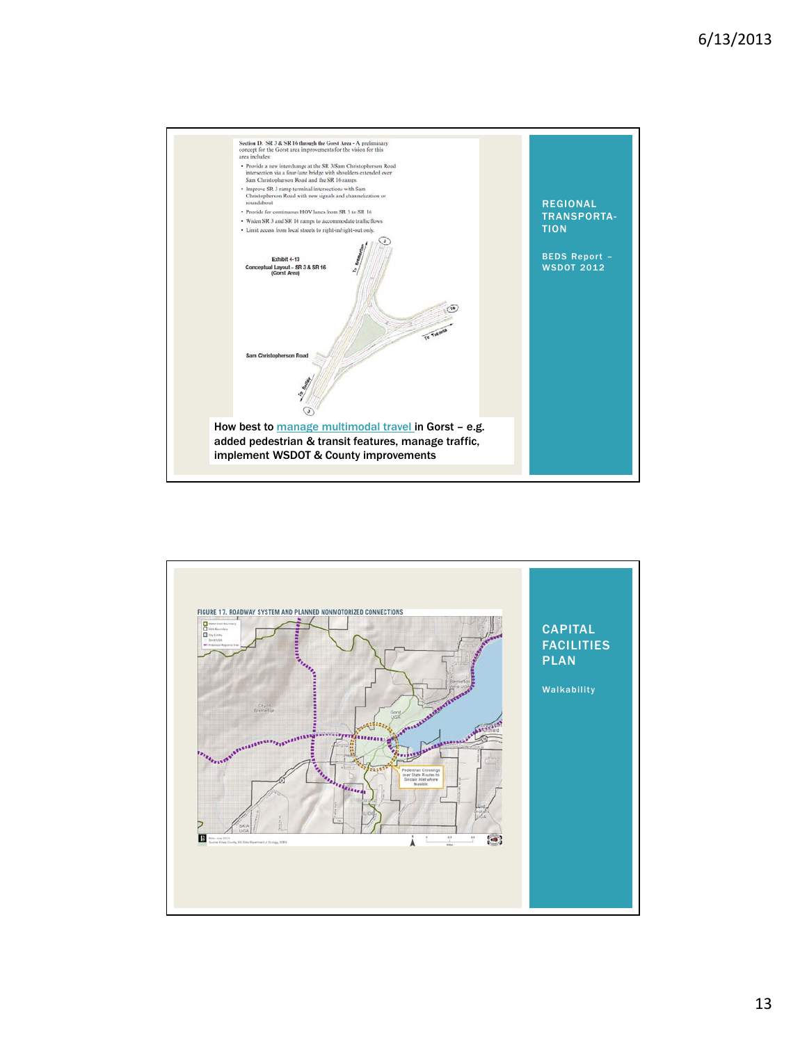## REGIONAL TRANSPORTATION

**BEDS Report – WSDOT 2012**

Section D: SR 3 & SR 16 through the Gorst Area - A preliminary concept for the Gorst area improvements for the vision for this area includes:

- Provide a new interchange at the SR 3/Sam Christopherson Road intersection via a four-lane bridge with shoulders extended over Sam Christopherson Road and the SR 16 ramps
- Improve SR 3 ramp terminal intersections with Sam Christopherson Road with new signals and channelization or roundabout
- Provide for continuous HOV lanes from SR 3 to SR 16
- Widen SR 3 and SR 16 ramps to accommodate traffic flows
- Limit access from local streets to right-in/right-out only.

Exhibit 4-13
Conceptual Layout - SR 3 & SR 16 (Gorst Area)

Sam Christopherson Road

To Bremerton

To Tacoma

To Belfair

How best to manage multimodal travel in Gorst – e.g. added pedestrian & transit features, manage traffic, implement WSDOT & County improvements

## CAPITAL FACILITIES PLAN

**Walkability**

FIGURE 17. ROADWAY SYSTEM AND PLANNED NONMOTORIZED CONNECTIONS

Pedestrian Crossings over State Routes to Sinclair Inlet where feasible.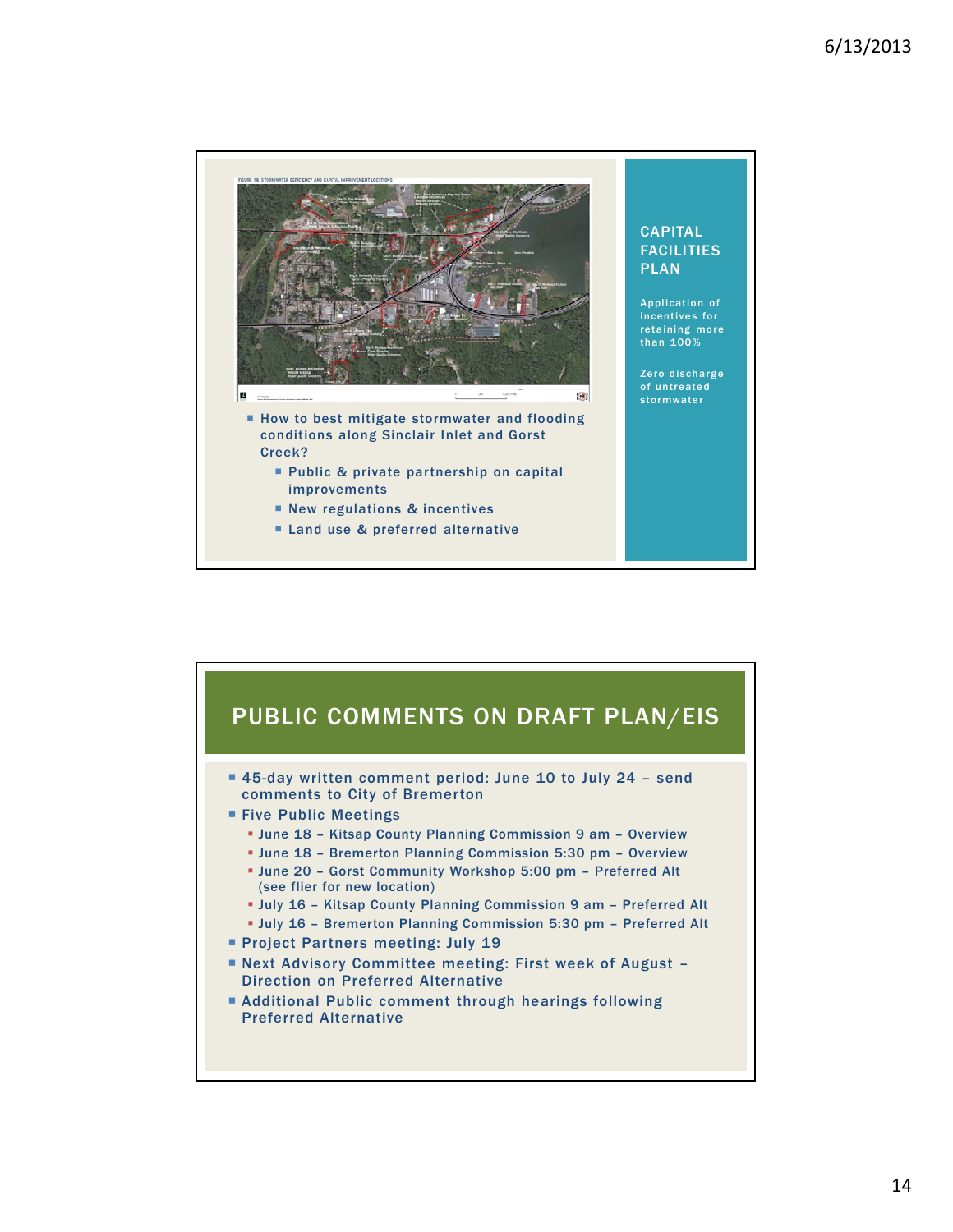## CAPITAL FACILITIES PLAN

Application of incentives for retaining more than 100%

Zero discharge of untreated stormwater

- How to best mitigate stormwater and flooding conditions along Sinclair Inlet and Gorst Creek?
  - Public & private partnership on capital improvements
  - New regulations & incentives
  - Land use & preferred alternative

## PUBLIC COMMENTS ON DRAFT PLAN/EIS

- 45-day written comment period: June 10 to July 24 – send comments to City of Bremerton
- Five Public Meetings
  - June 18 – Kitsap County Planning Commission 9 am – Overview
  - June 18 – Bremerton Planning Commission 5:30 pm – Overview
  - June 20 – Gorst Community Workshop 5:00 pm – Preferred Alt (see flier for new location)
  - July 16 – Kitsap County Planning Commission 9 am – Preferred Alt
  - July 16 – Bremerton Planning Commission 5:30 pm – Preferred Alt
- Project Partners meeting: July 19
- Next Advisory Committee meeting: First week of August – Direction on Preferred Alternative
- Additional Public comment through hearings following Preferred Alternative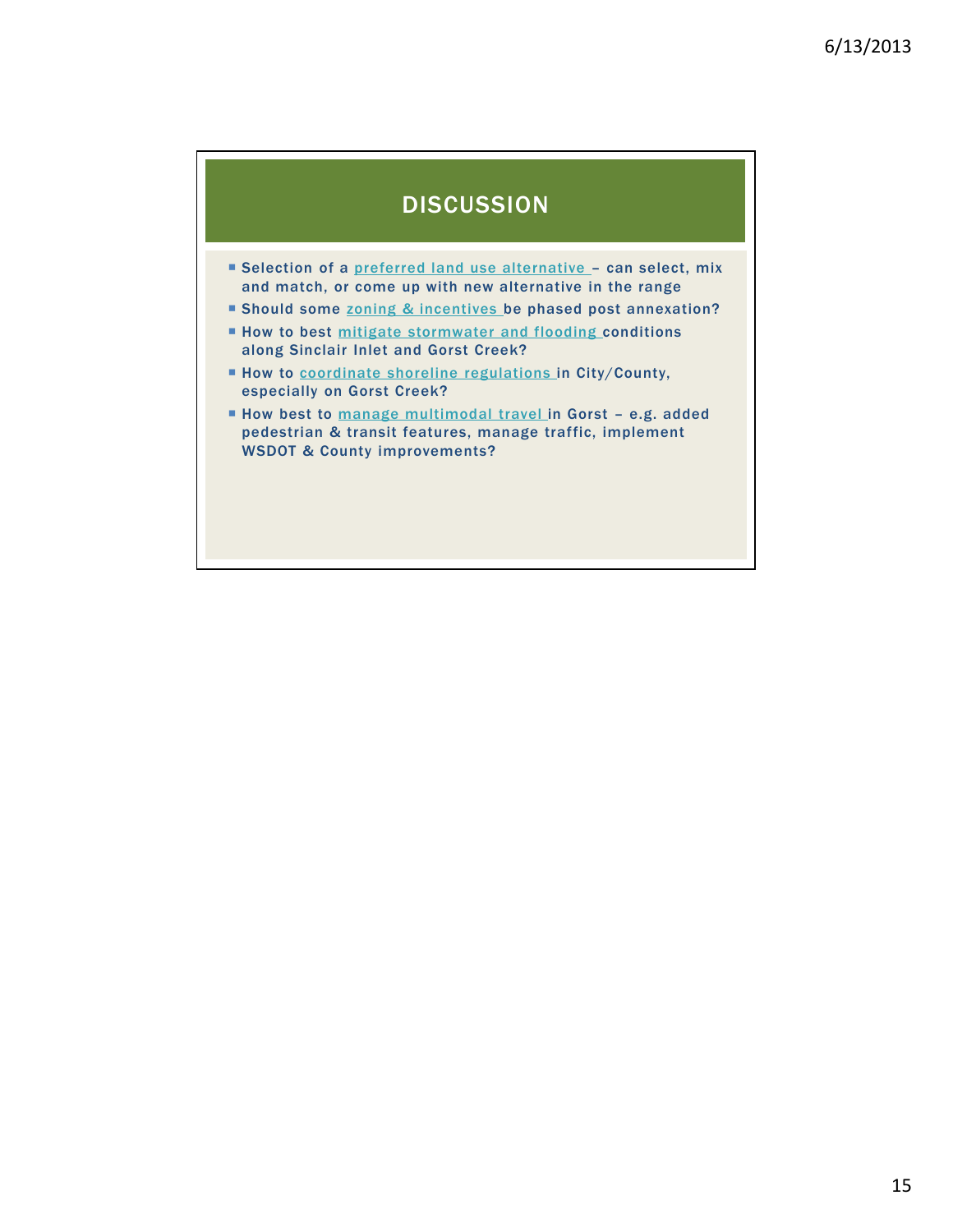# DISCUSSION

- Selection of a preferred land use alternative – can select, mix and match, or come up with new alternative in the range
- Should some zoning & incentives be phased post annexation?
- How to best mitigate stormwater and flooding conditions along Sinclair Inlet and Gorst Creek?
- How to coordinate shoreline regulations in City/County, especially on Gorst Creek?
- How best to manage multimodal travel in Gorst – e.g. added pedestrian & transit features, manage traffic, implement WSDOT & County improvements?